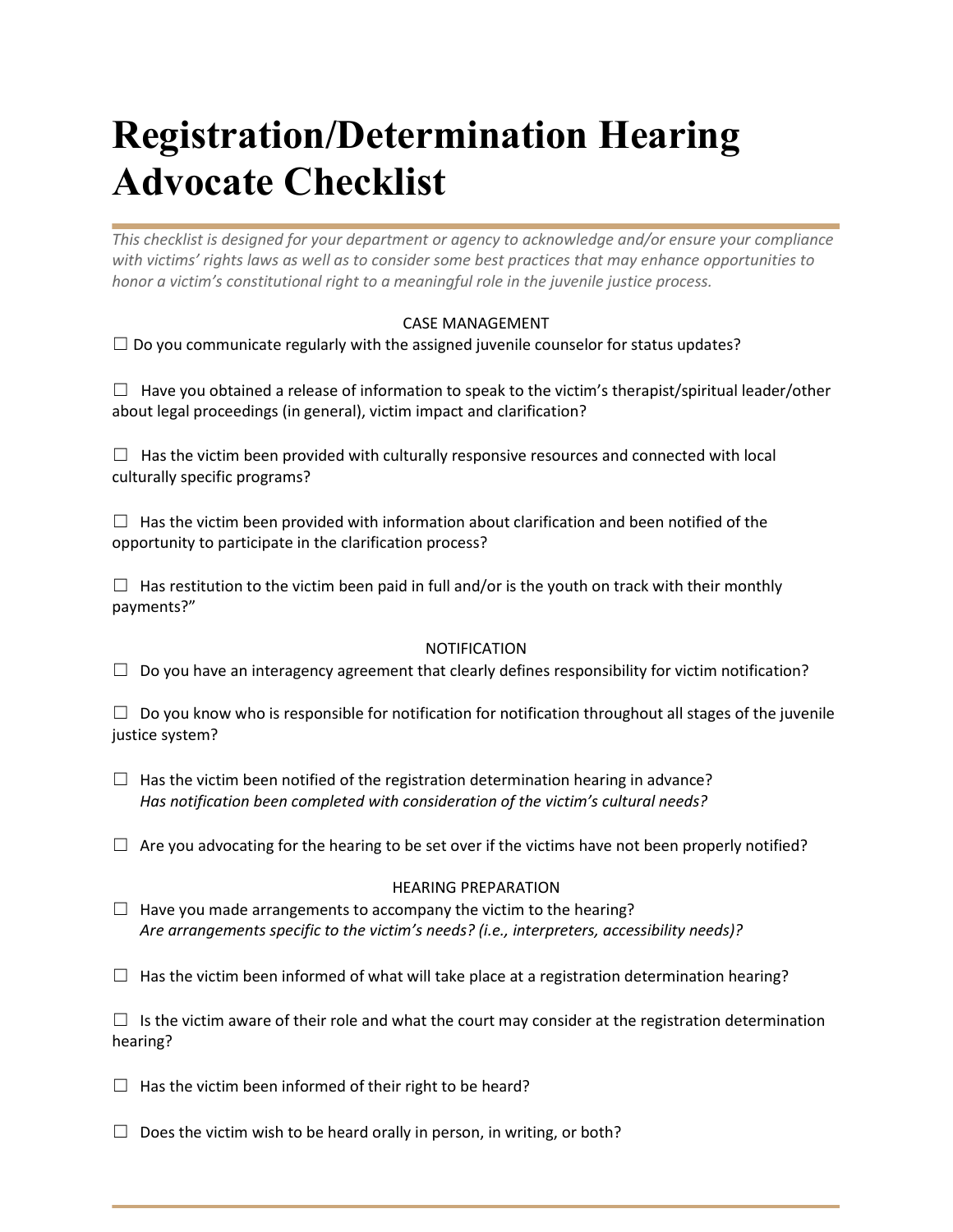# Registration/Determination Hearing Advocate Checklist

*This checklist is designed for your department or agency to acknowledge and/or ensure your compliance with victims' rights laws as well as to consider some best practices that may enhance opportunities to honor a victim's constitutional right to a meaningful role in the juvenile justice process.*

CASE MANAGEMENT

☐ Do you communicate regularly with the assigned juvenile counselor for status updates?

☐ Have you obtained a release of information to speak to the victim's therapist/spiritual leader/other about legal proceedings (in general), victim impact and clarification?

☐ Has the victim been provided with culturally responsive resources and connected with local culturally specific programs?

☐ Has the victim been provided with information about clarification and been notified of the opportunity to participate in the clarification process?

☐ Has restitution to the victim been paid in full and/or is the youth on track with their monthly payments?"

NOTIFICATION

☐ Do you have an interagency agreement that clearly defines responsibility for victim notification?

☐ Do you know who is responsible for notification for notification throughout all stages of the juvenile justice system?

☐ Has the victim been notified of the registration determination hearing in advance?
*Has notification been completed with consideration of the victim's cultural needs?*

☐ Are you advocating for the hearing to be set over if the victims have not been properly notified?

HEARING PREPARATION

☐ Have you made arrangements to accompany the victim to the hearing?
*Are arrangements specific to the victim's needs? (i.e., interpreters, accessibility needs)?*

☐ Has the victim been informed of what will take place at a registration determination hearing?

☐ Is the victim aware of their role and what the court may consider at the registration determination hearing?

☐ Has the victim been informed of their right to be heard?

☐ Does the victim wish to be heard orally in person, in writing, or both?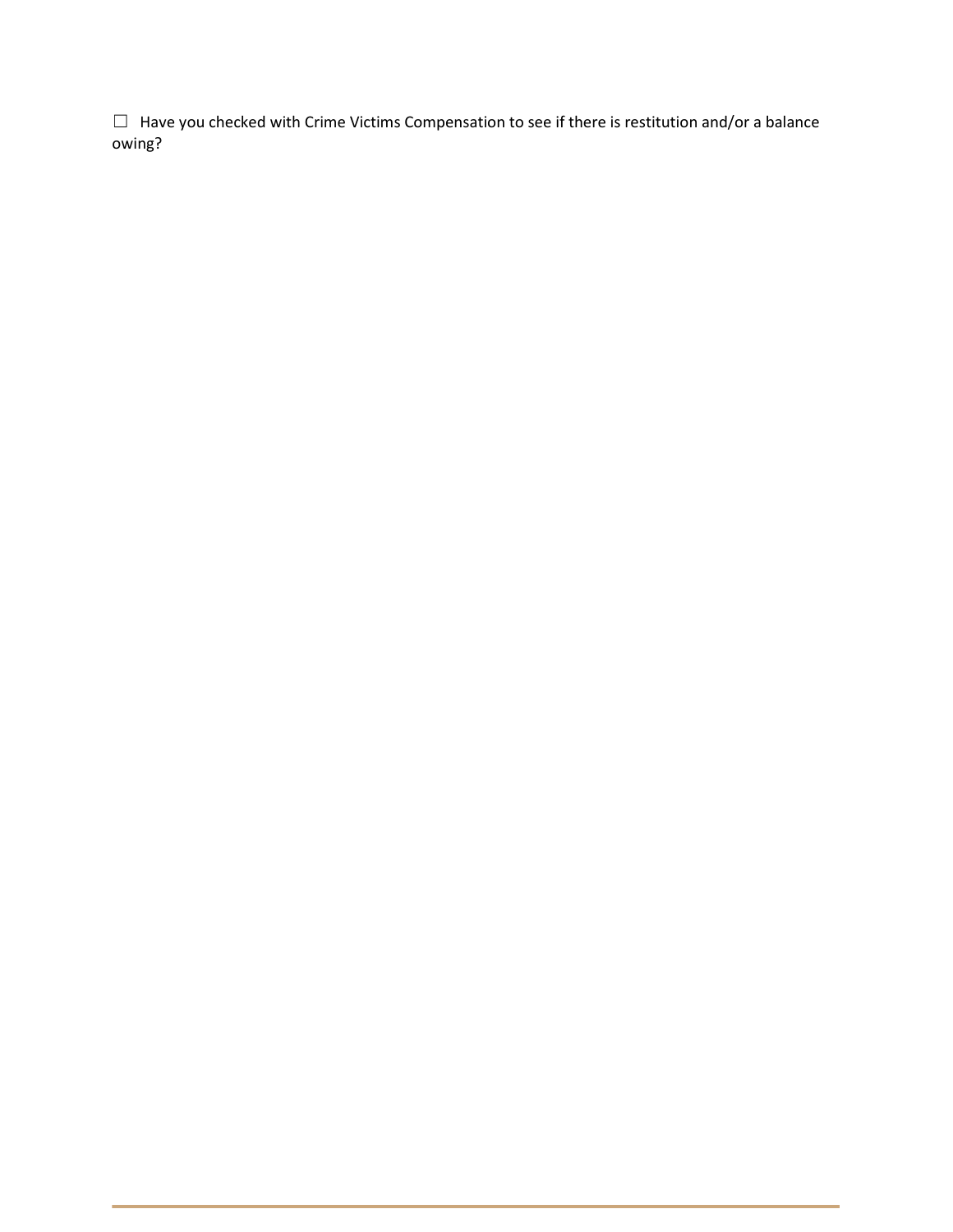☐ Have you checked with Crime Victims Compensation to see if there is restitution and/or a balance owing?